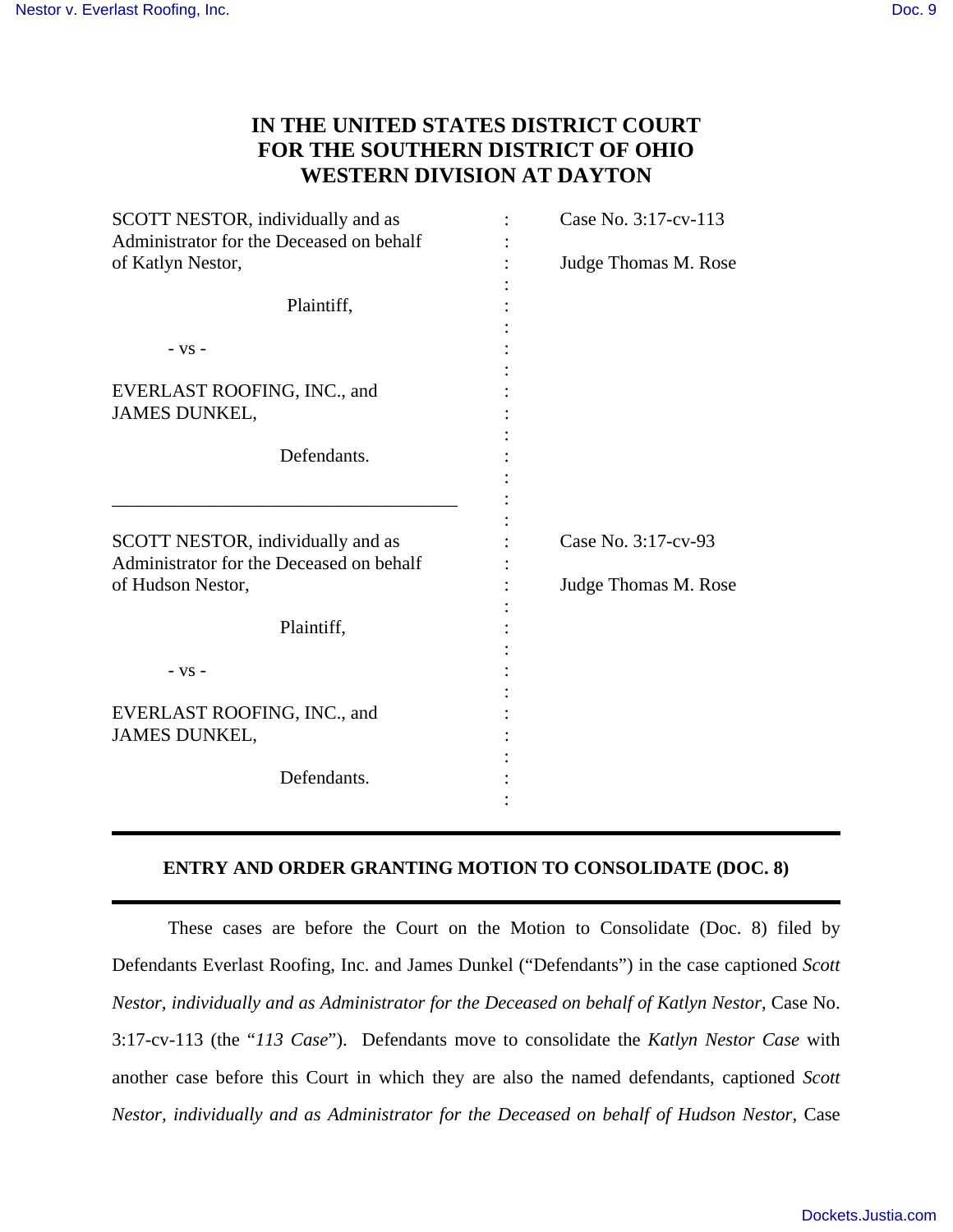# IN THE UNITED STATES DISTRICT COURT FOR THE SOUTHERN DISTRICT OF OHIO WESTERN DIVISION AT DAYTON

SCOTT NESTOR, individually and as Administrator for the Deceased on behalf of Katlyn Nestor,

Plaintiff,

- vs -

EVERLAST ROOFING, INC., and JAMES DUNKEL,

Defendants.

Case No. 3:17-cv-113

Judge Thomas M. Rose

---

SCOTT NESTOR, individually and as Administrator for the Deceased on behalf of Hudson Nestor,

Plaintiff,

- vs -

EVERLAST ROOFING, INC., and JAMES DUNKEL,

Defendants.

Case No. 3:17-cv-93

Judge Thomas M. Rose

---

## ENTRY AND ORDER GRANTING MOTION TO CONSOLIDATE (DOC. 8)

---

These cases are before the Court on the Motion to Consolidate (Doc. 8) filed by Defendants Everlast Roofing, Inc. and James Dunkel ("Defendants") in the case captioned *Scott Nestor, individually and as Administrator for the Deceased on behalf of Katlyn Nestor*, Case No. 3:17-cv-113 (the "*113 Case*"). Defendants move to consolidate the *Katlyn Nestor Case* with another case before this Court in which they are also the named defendants, captioned *Scott Nestor, individually and as Administrator for the Deceased on behalf of Hudson Nestor*, Case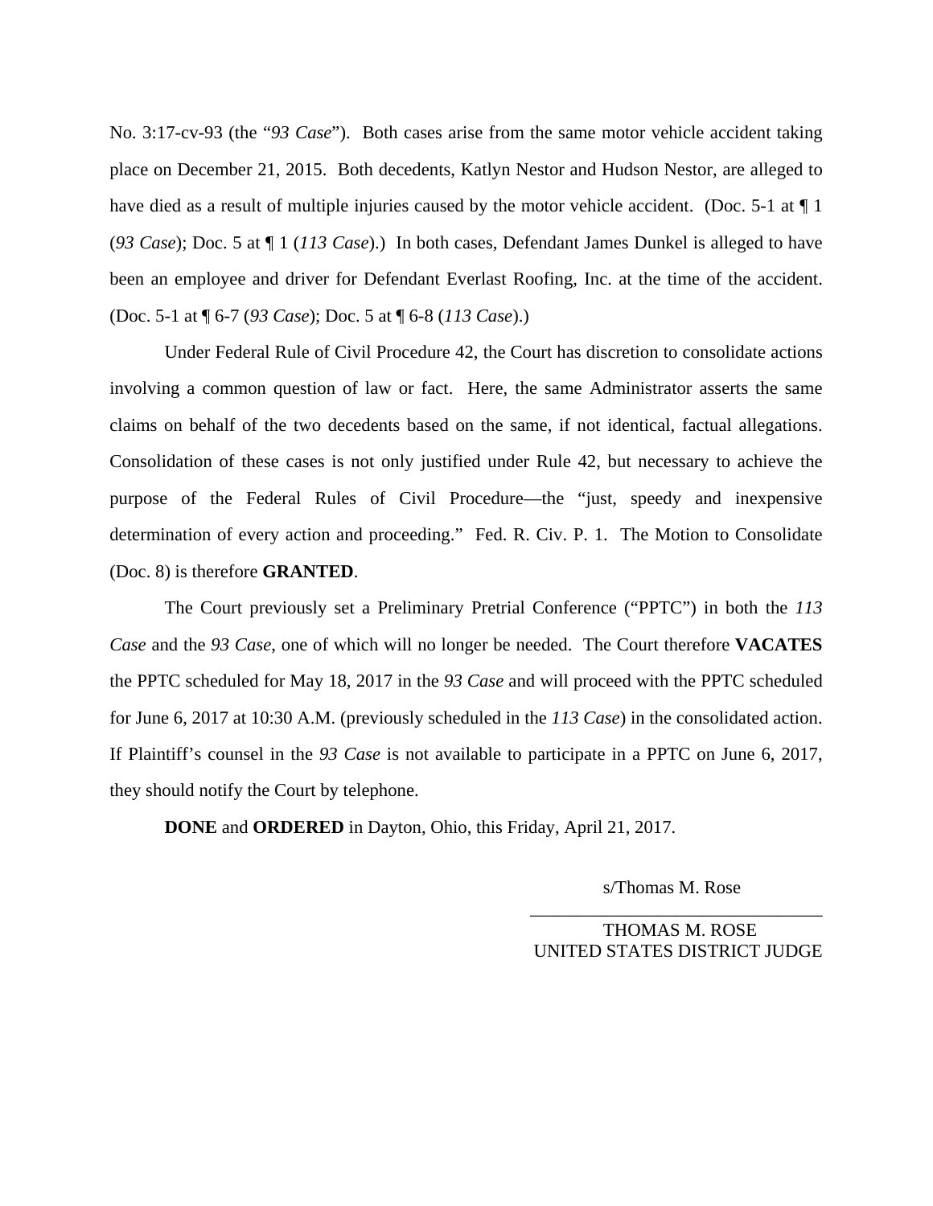No. 3:17-cv-93 (the "*93 Case*"). Both cases arise from the same motor vehicle accident taking place on December 21, 2015. Both decedents, Katlyn Nestor and Hudson Nestor, are alleged to have died as a result of multiple injuries caused by the motor vehicle accident. (Doc. 5-1 at ¶ 1 (*93 Case*); Doc. 5 at ¶ 1 (*113 Case*).) In both cases, Defendant James Dunkel is alleged to have been an employee and driver for Defendant Everlast Roofing, Inc. at the time of the accident. (Doc. 5-1 at ¶ 6-7 (*93 Case*); Doc. 5 at ¶ 6-8 (*113 Case*).)

Under Federal Rule of Civil Procedure 42, the Court has discretion to consolidate actions involving a common question of law or fact. Here, the same Administrator asserts the same claims on behalf of the two decedents based on the same, if not identical, factual allegations. Consolidation of these cases is not only justified under Rule 42, but necessary to achieve the purpose of the Federal Rules of Civil Procedure—the "just, speedy and inexpensive determination of every action and proceeding." Fed. R. Civ. P. 1. The Motion to Consolidate (Doc. 8) is therefore **GRANTED**.

The Court previously set a Preliminary Pretrial Conference ("PPTC") in both the *113 Case* and the *93 Case*, one of which will no longer be needed. The Court therefore **VACATES** the PPTC scheduled for May 18, 2017 in the *93 Case* and will proceed with the PPTC scheduled for June 6, 2017 at 10:30 A.M. (previously scheduled in the *113 Case*) in the consolidated action. If Plaintiff's counsel in the *93 Case* is not available to participate in a PPTC on June 6, 2017, they should notify the Court by telephone.

**DONE** and **ORDERED** in Dayton, Ohio, this Friday, April 21, 2017.

s/Thomas M. Rose

THOMAS M. ROSE
UNITED STATES DISTRICT JUDGE